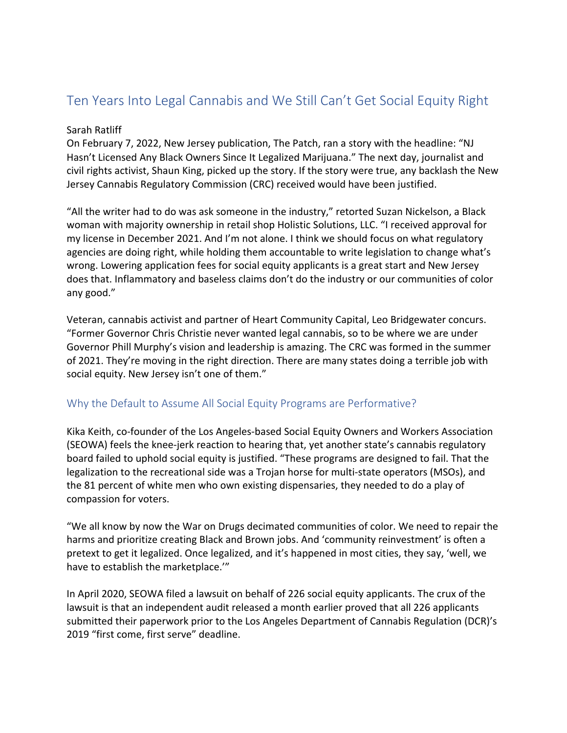# Ten Years Into Legal Cannabis and We Still Can't Get Social Equity Right

Sarah Ratliff

On February 7, 2022, New Jersey publication, The Patch, ran a story with the headline: "NJ Hasn't Licensed Any Black Owners Since It Legalized Marijuana." The next day, journalist and civil rights activist, Shaun King, picked up the story. If the story were true, any backlash the New Jersey Cannabis Regulatory Commission (CRC) received would have been justified.

"All the writer had to do was ask someone in the industry," retorted Suzan Nickelson, a Black woman with majority ownership in retail shop Holistic Solutions, LLC. "I received approval for my license in December 2021. And I'm not alone. I think we should focus on what regulatory agencies are doing right, while holding them accountable to write legislation to change what's wrong. Lowering application fees for social equity applicants is a great start and New Jersey does that. Inflammatory and baseless claims don't do the industry or our communities of color any good."

Veteran, cannabis activist and partner of Heart Community Capital, Leo Bridgewater concurs. "Former Governor Chris Christie never wanted legal cannabis, so to be where we are under Governor Phill Murphy's vision and leadership is amazing. The CRC was formed in the summer of 2021. They're moving in the right direction. There are many states doing a terrible job with social equity. New Jersey isn't one of them."

## Why the Default to Assume All Social Equity Programs are Performative?

Kika Keith, co-founder of the Los Angeles-based Social Equity Owners and Workers Association (SEOWA) feels the knee-jerk reaction to hearing that, yet another state's cannabis regulatory board failed to uphold social equity is justified. "These programs are designed to fail. That the legalization to the recreational side was a Trojan horse for multi-state operators (MSOs), and the 81 percent of white men who own existing dispensaries, they needed to do a play of compassion for voters.

"We all know by now the War on Drugs decimated communities of color. We need to repair the harms and prioritize creating Black and Brown jobs. And 'community reinvestment' is often a pretext to get it legalized. Once legalized, and it's happened in most cities, they say, 'well, we have to establish the marketplace.'"

In April 2020, SEOWA filed a lawsuit on behalf of 226 social equity applicants. The crux of the lawsuit is that an independent audit released a month earlier proved that all 226 applicants submitted their paperwork prior to the Los Angeles Department of Cannabis Regulation (DCR)'s 2019 "first come, first serve" deadline.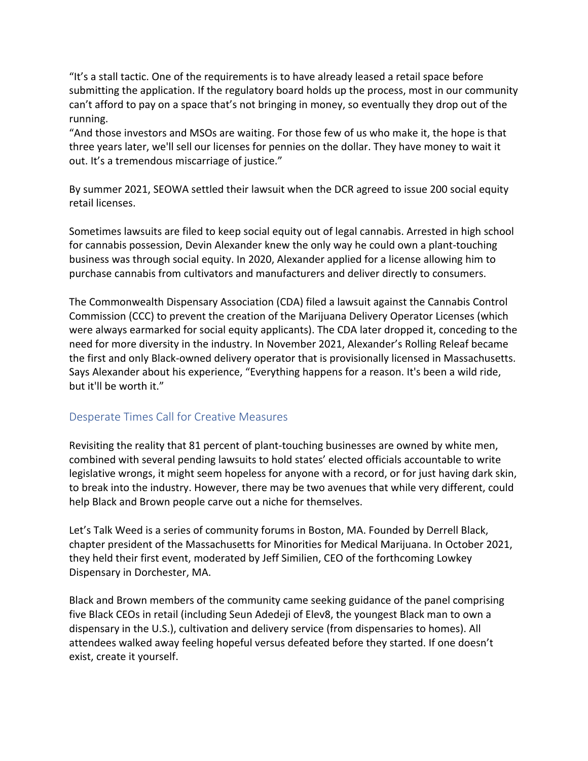"It's a stall tactic. One of the requirements is to have already leased a retail space before submitting the application. If the regulatory board holds up the process, most in our community can't afford to pay on a space that's not bringing in money, so eventually they drop out of the running.

"And those investors and MSOs are waiting. For those few of us who make it, the hope is that three years later, we'll sell our licenses for pennies on the dollar. They have money to wait it out. It's a tremendous miscarriage of justice."

By summer 2021, SEOWA settled their lawsuit when the DCR agreed to issue 200 social equity retail licenses.

Sometimes lawsuits are filed to keep social equity out of legal cannabis. Arrested in high school for cannabis possession, Devin Alexander knew the only way he could own a plant-touching business was through social equity. In 2020, Alexander applied for a license allowing him to purchase cannabis from cultivators and manufacturers and deliver directly to consumers.

The Commonwealth Dispensary Association (CDA) filed a lawsuit against the Cannabis Control Commission (CCC) to prevent the creation of the Marijuana Delivery Operator Licenses (which were always earmarked for social equity applicants). The CDA later dropped it, conceding to the need for more diversity in the industry. In November 2021, Alexander's Rolling Releaf became the first and only Black-owned delivery operator that is provisionally licensed in Massachusetts. Says Alexander about his experience, "Everything happens for a reason. It's been a wild ride, but it'll be worth it."

## Desperate Times Call for Creative Measures

Revisiting the reality that 81 percent of plant-touching businesses are owned by white men, combined with several pending lawsuits to hold states' elected officials accountable to write legislative wrongs, it might seem hopeless for anyone with a record, or for just having dark skin, to break into the industry. However, there may be two avenues that while very different, could help Black and Brown people carve out a niche for themselves.

Let's Talk Weed is a series of community forums in Boston, MA. Founded by Derrell Black, chapter president of the Massachusetts for Minorities for Medical Marijuana. In October 2021, they held their first event, moderated by Jeff Similien, CEO of the forthcoming Lowkey Dispensary in Dorchester, MA.

Black and Brown members of the community came seeking guidance of the panel comprising five Black CEOs in retail (including Seun Adedeji of Elev8, the youngest Black man to own a dispensary in the U.S.), cultivation and delivery service (from dispensaries to homes). All attendees walked away feeling hopeful versus defeated before they started. If one doesn't exist, create it yourself.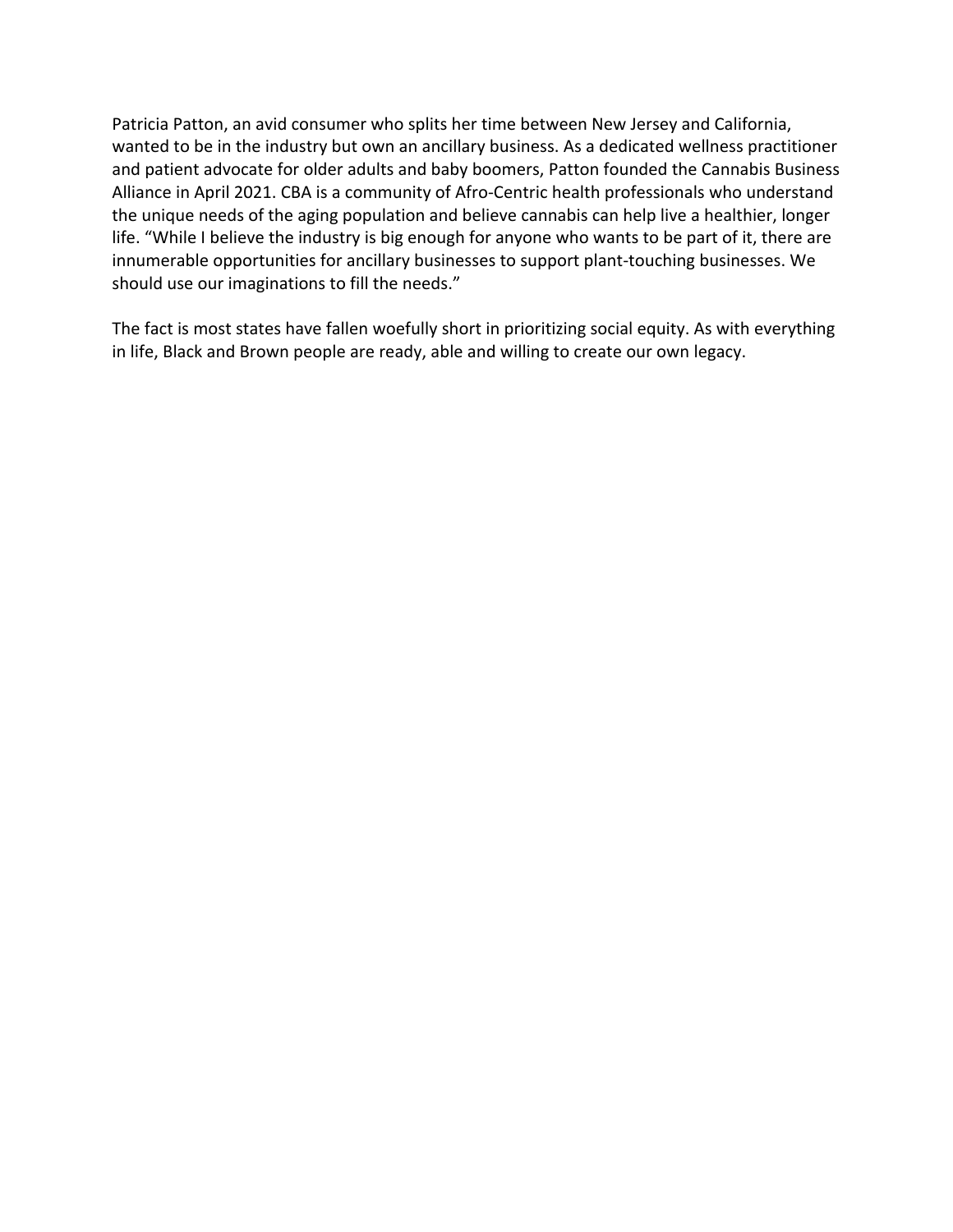Patricia Patton, an avid consumer who splits her time between New Jersey and California, wanted to be in the industry but own an ancillary business. As a dedicated wellness practitioner and patient advocate for older adults and baby boomers, Patton founded the Cannabis Business Alliance in April 2021. CBA is a community of Afro-Centric health professionals who understand the unique needs of the aging population and believe cannabis can help live a healthier, longer life. "While I believe the industry is big enough for anyone who wants to be part of it, there are innumerable opportunities for ancillary businesses to support plant-touching businesses. We should use our imaginations to fill the needs."

The fact is most states have fallen woefully short in prioritizing social equity. As with everything in life, Black and Brown people are ready, able and willing to create our own legacy.